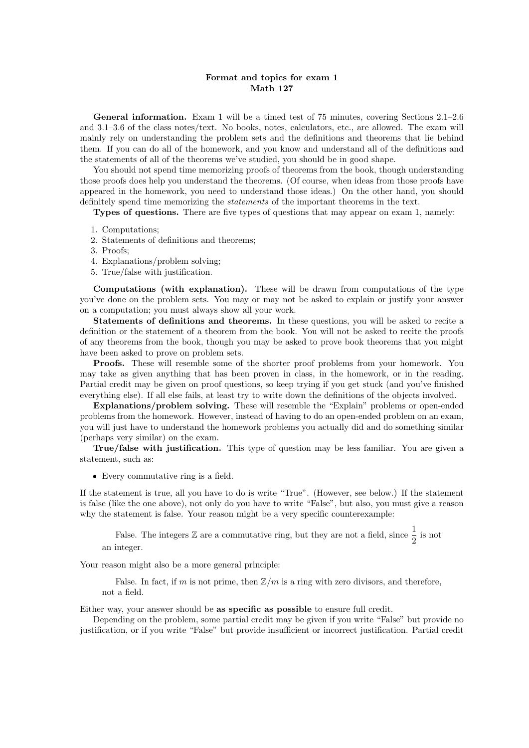**Format and topics for exam 1**
**Math 127**

**General information.** Exam 1 will be a timed test of 75 minutes, covering Sections 2.1–2.6 and 3.1–3.6 of the class notes/text. No books, notes, calculators, etc., are allowed. The exam will mainly rely on understanding the problem sets and the definitions and theorems that lie behind them. If you can do all of the homework, and you know and understand all of the definitions and the statements of all of the theorems we've studied, you should be in good shape.

You should not spend time memorizing proofs of theorems from the book, though understanding those proofs does help you understand the theorems. (Of course, when ideas from those proofs have appeared in the homework, you need to understand those ideas.) On the other hand, you should definitely spend time memorizing the *statements* of the important theorems in the text.

**Types of questions.** There are five types of questions that may appear on exam 1, namely:

1. Computations;
2. Statements of definitions and theorems;
3. Proofs;
4. Explanations/problem solving;
5. True/false with justification.

**Computations (with explanation).** These will be drawn from computations of the type you've done on the problem sets. You may or may not be asked to explain or justify your answer on a computation; you must always show all your work.

**Statements of definitions and theorems.** In these questions, you will be asked to recite a definition or the statement of a theorem from the book. You will not be asked to recite the proofs of any theorems from the book, though you may be asked to prove book theorems that you might have been asked to prove on problem sets.

**Proofs.** These will resemble some of the shorter proof problems from your homework. You may take as given anything that has been proven in class, in the homework, or in the reading. Partial credit may be given on proof questions, so keep trying if you get stuck (and you've finished everything else). If all else fails, at least try to write down the definitions of the objects involved.

**Explanations/problem solving.** These will resemble the "Explain" problems or open-ended problems from the homework. However, instead of having to do an open-ended problem on an exam, you will just have to understand the homework problems you actually did and do something similar (perhaps very similar) on the exam.

**True/false with justification.** This type of question may be less familiar. You are given a statement, such as:

- Every commutative ring is a field.

If the statement is true, all you have to do is write "True". (However, see below.) If the statement is false (like the one above), not only do you have to write "False", but also, you must give a reason why the statement is false. Your reason might be a very specific counterexample:

> False. The integers $\mathbb{Z}$ are a commutative ring, but they are not a field, since $\dfrac{1}{2}$ is not an integer.

Your reason might also be a more general principle:

> False. In fact, if $m$ is not prime, then $\mathbb{Z}/m$ is a ring with zero divisors, and therefore, not a field.

Either way, your answer should be **as specific as possible** to ensure full credit.

Depending on the problem, some partial credit may be given if you write "False" but provide no justification, or if you write "False" but provide insufficient or incorrect justification. Partial credit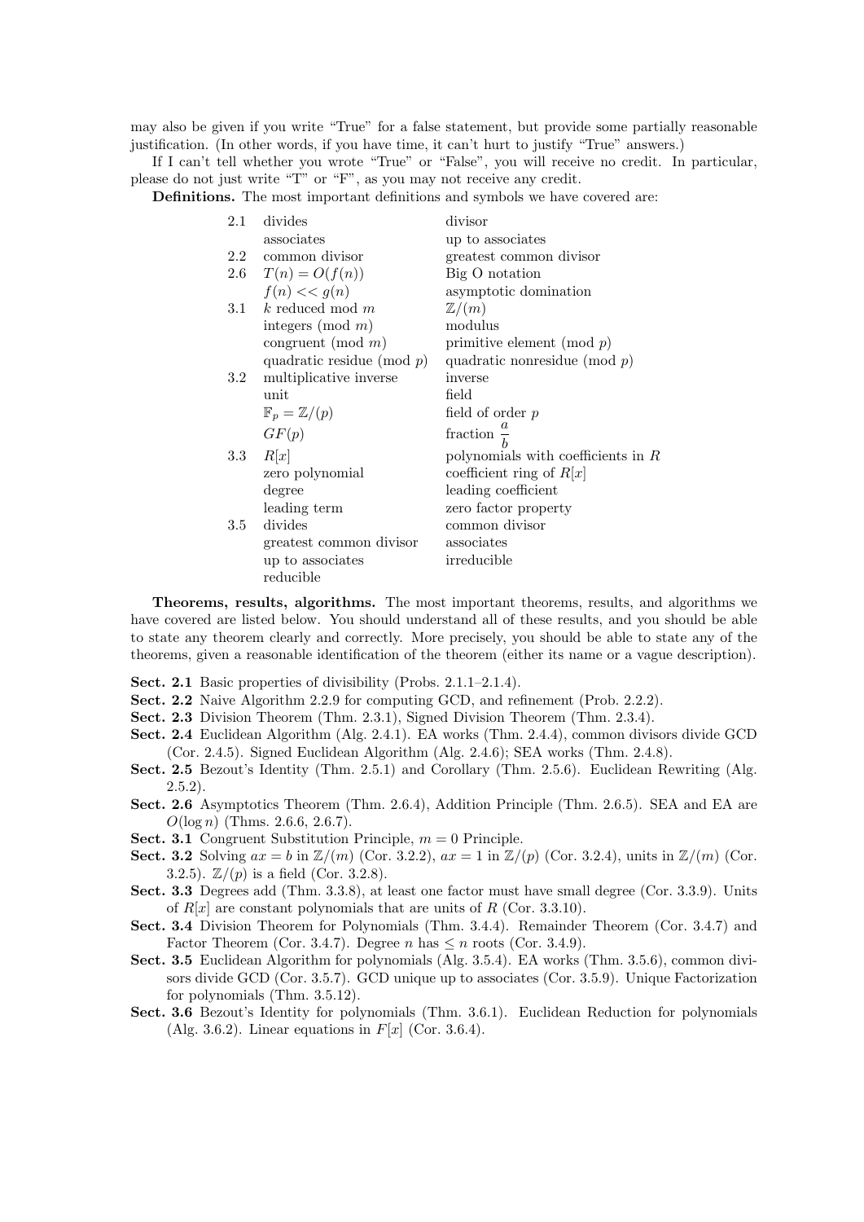may also be given if you write "True" for a false statement, but provide some partially reasonable justification. (In other words, if you have time, it can't hurt to justify "True" answers.)

If I can't tell whether you wrote "True" or "False", you will receive no credit. In particular, please do not just write "T" or "F", as you may not receive any credit.

**Definitions.** The most important definitions and symbols we have covered are:

| | | |
|---|---|---|
| 2.1 | divides | divisor |
| | associates | up to associates |
| 2.2 | common divisor | greatest common divisor |
| 2.6 | $T(n) = O(f(n))$ | Big O notation |
| | $f(n) << g(n)$ | asymptotic domination |
| 3.1 | $k$ reduced mod $m$ | $\mathbb{Z}/(m)$ |
| | integers (mod $m$) | modulus |
| | congruent (mod $m$) | primitive element (mod $p$) |
| | quadratic residue (mod $p$) | quadratic nonresidue (mod $p$) |
| 3.2 | multiplicative inverse | inverse |
| | unit | field |
| | $\mathbb{F}_p = \mathbb{Z}/(p)$ | field of order $p$ |
| | $GF(p)$ | fraction $\dfrac{a}{b}$ |
| 3.3 | $R[x]$ | polynomials with coefficients in $R$ |
| | zero polynomial | coefficient ring of $R[x]$ |
| | degree | leading coefficient |
| | leading term | zero factor property |
| 3.5 | divides | common divisor |
| | greatest common divisor | associates |
| | up to associates | irreducible |
| | reducible | |

**Theorems, results, algorithms.** The most important theorems, results, and algorithms we have covered are listed below. You should understand all of these results, and you should be able to state any theorem clearly and correctly. More precisely, you should be able to state any of the theorems, given a reasonable identification of the theorem (either its name or a vague description).

**Sect. 2.1** Basic properties of divisibility (Probs. 2.1.1–2.1.4).

**Sect. 2.2** Naive Algorithm 2.2.9 for computing GCD, and refinement (Prob. 2.2.2).

**Sect. 2.3** Division Theorem (Thm. 2.3.1), Signed Division Theorem (Thm. 2.3.4).

**Sect. 2.4** Euclidean Algorithm (Alg. 2.4.1). EA works (Thm. 2.4.4), common divisors divide GCD (Cor. 2.4.5). Signed Euclidean Algorithm (Alg. 2.4.6); SEA works (Thm. 2.4.8).

**Sect. 2.5** Bezout's Identity (Thm. 2.5.1) and Corollary (Thm. 2.5.6). Euclidean Rewriting (Alg. 2.5.2).

**Sect. 2.6** Asymptotics Theorem (Thm. 2.6.4), Addition Principle (Thm. 2.6.5). SEA and EA are $O(\log n)$ (Thms. 2.6.6, 2.6.7).

**Sect. 3.1** Congruent Substitution Principle, $m = 0$ Principle.

**Sect. 3.2** Solving $ax = b$ in $\mathbb{Z}/(m)$ (Cor. 3.2.2), $ax = 1$ in $\mathbb{Z}/(p)$ (Cor. 3.2.4), units in $\mathbb{Z}/(m)$ (Cor. 3.2.5). $\mathbb{Z}/(p)$ is a field (Cor. 3.2.8).

**Sect. 3.3** Degrees add (Thm. 3.3.8), at least one factor must have small degree (Cor. 3.3.9). Units of $R[x]$ are constant polynomials that are units of $R$ (Cor. 3.3.10).

**Sect. 3.4** Division Theorem for Polynomials (Thm. 3.4.4). Remainder Theorem (Cor. 3.4.7) and Factor Theorem (Cor. 3.4.7). Degree $n$ has $\leq n$ roots (Cor. 3.4.9).

**Sect. 3.5** Euclidean Algorithm for polynomials (Alg. 3.5.4). EA works (Thm. 3.5.6), common divisors divide GCD (Cor. 3.5.7). GCD unique up to associates (Cor. 3.5.9). Unique Factorization for polynomials (Thm. 3.5.12).

**Sect. 3.6** Bezout's Identity for polynomials (Thm. 3.6.1). Euclidean Reduction for polynomials (Alg. 3.6.2). Linear equations in $F[x]$ (Cor. 3.6.4).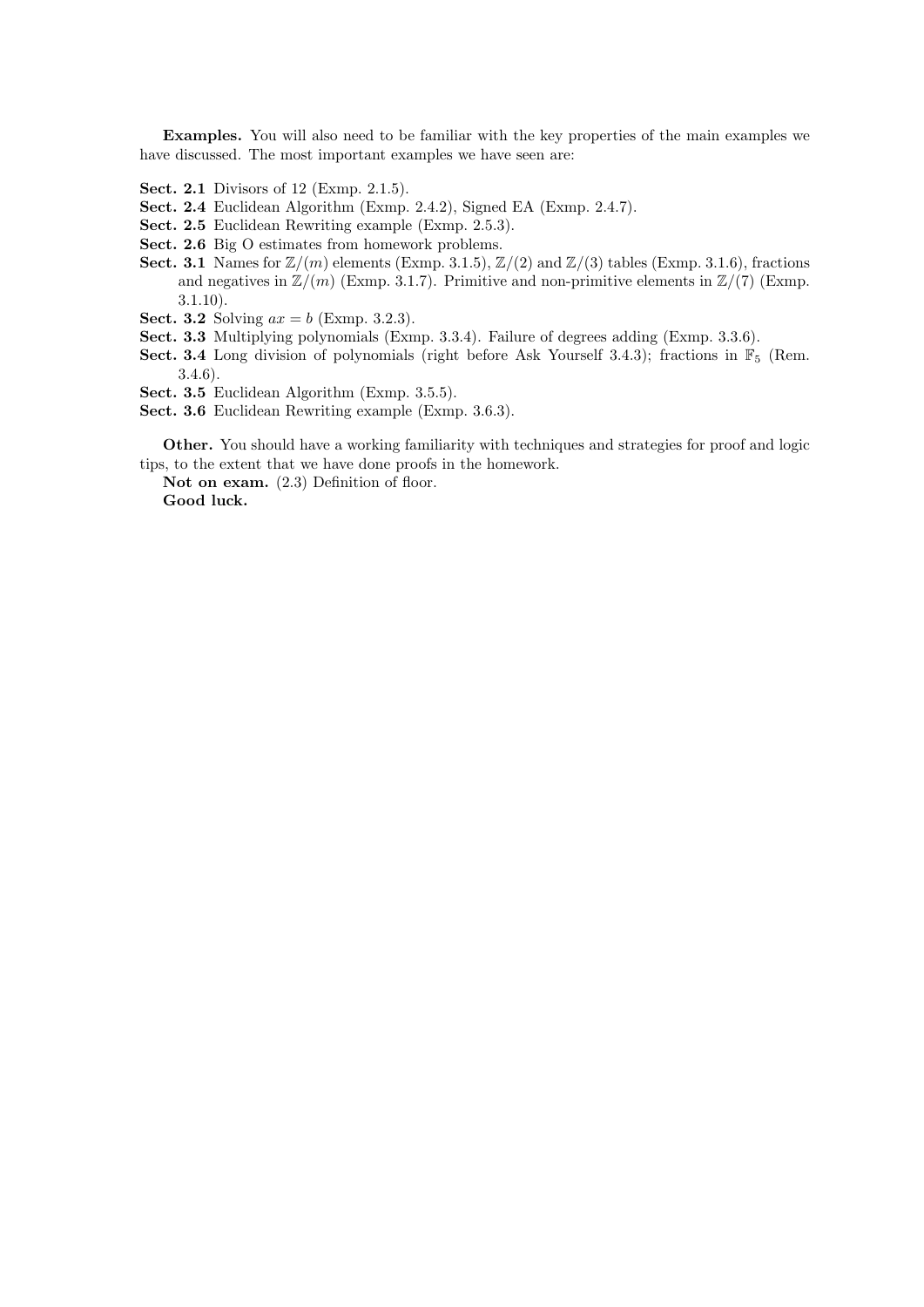**Examples.** You will also need to be familiar with the key properties of the main examples we have discussed. The most important examples we have seen are:

**Sect. 2.1** Divisors of 12 (Exmp. 2.1.5).
**Sect. 2.4** Euclidean Algorithm (Exmp. 2.4.2), Signed EA (Exmp. 2.4.7).
**Sect. 2.5** Euclidean Rewriting example (Exmp. 2.5.3).
**Sect. 2.6** Big O estimates from homework problems.
**Sect. 3.1** Names for $\mathbb{Z}/(m)$ elements (Exmp. 3.1.5), $\mathbb{Z}/(2)$ and $\mathbb{Z}/(3)$ tables (Exmp. 3.1.6), fractions and negatives in $\mathbb{Z}/(m)$ (Exmp. 3.1.7). Primitive and non-primitive elements in $\mathbb{Z}/(7)$ (Exmp. 3.1.10).
**Sect. 3.2** Solving $ax = b$ (Exmp. 3.2.3).
**Sect. 3.3** Multiplying polynomials (Exmp. 3.3.4). Failure of degrees adding (Exmp. 3.3.6).
**Sect. 3.4** Long division of polynomials (right before Ask Yourself 3.4.3); fractions in $\mathbb{F}_5$ (Rem. 3.4.6).
**Sect. 3.5** Euclidean Algorithm (Exmp. 3.5.5).
**Sect. 3.6** Euclidean Rewriting example (Exmp. 3.6.3).

**Other.** You should have a working familiarity with techniques and strategies for proof and logic tips, to the extent that we have done proofs in the homework.

**Not on exam.** (2.3) Definition of floor.

**Good luck.**